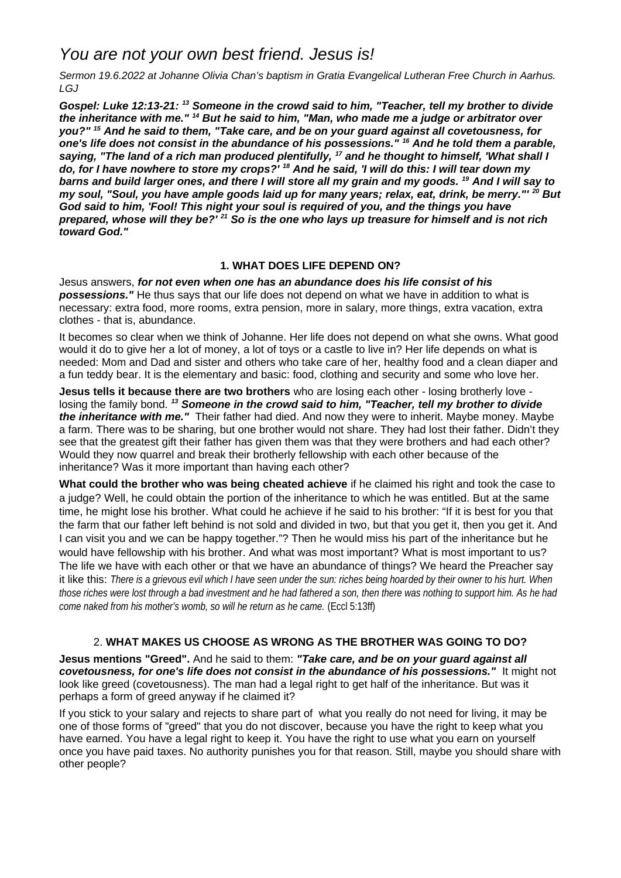# *You are not your own best friend. Jesus is!*

*Sermon 19.6.2022 at Johanne Olivia Chan's baptism in Gratia Evangelical Lutheran Free Church in Aarhus. LGJ*

***Gospel: Luke 12:13-21:*** [13] ***Someone in the crowd said to him, "Teacher, tell my brother to divide the inheritance with me."*** [14] ***But he said to him, "Man, who made me a judge or arbitrator over you?"*** [15] ***And he said to them, "Take care, and be on your guard against all covetousness, for one's life does not consist in the abundance of his possessions."*** [16] ***And he told them a parable, saying, "The land of a rich man produced plentifully,*** [17] ***and he thought to himself, 'What shall I do, for I have nowhere to store my crops?'*** [18] ***And he said, 'I will do this: I will tear down my barns and build larger ones, and there I will store all my grain and my goods.*** [19] ***And I will say to my soul, "Soul, you have ample goods laid up for many years; relax, eat, drink, be merry."'*** [20] ***But God said to him, 'Fool! This night your soul is required of you, and the things you have prepared, whose will they be?'*** [21] ***So is the one who lays up treasure for himself and is not rich toward God."***

## 1. WHAT DOES LIFE DEPEND ON?

Jesus answers, ***for not even when one has an abundance does his life consist of his possessions."*** He thus says that our life does not depend on what we have in addition to what is necessary: extra food, more rooms, extra pension, more in salary, more things, extra vacation, extra clothes - that is, abundance.

It becomes so clear when we think of Johanne. Her life does not depend on what she owns. What good would it do to give her a lot of money, a lot of toys or a castle to live in? Her life depends on what is needed: Mom and Dad and sister and others who take care of her, healthy food and a clean diaper and a fun teddy bear. It is the elementary and basic: food, clothing and security and some who love her.

**Jesus tells it because there are two brothers** who are losing each other - losing brotherly love - losing the family bond. [13] ***Someone in the crowd said to him, "Teacher, tell my brother to divide the inheritance with me."*** Their father had died. And now they were to inherit. Maybe money. Maybe a farm. There was to be sharing, but one brother would not share. They had lost their father. Didn't they see that the greatest gift their father has given them was that they were brothers and had each other? Would they now quarrel and break their brotherly fellowship with each other because of the inheritance? Was it more important than having each other?

**What could the brother who was being cheated achieve** if he claimed his right and took the case to a judge? Well, he could obtain the portion of the inheritance to which he was entitled. But at the same time, he might lose his brother. What could he achieve if he said to his brother: "If it is best for you that the farm that our father left behind is not sold and divided in two, but that you get it, then you get it. And I can visit you and we can be happy together."? Then he would miss his part of the inheritance but he would have fellowship with his brother. And what was most important? What is most important to us? The life we have with each other or that we have an abundance of things? We heard the Preacher say it like this: *There is a grievous evil which I have seen under the sun: riches being hoarded by their owner to his hurt. When those riches were lost through a bad investment and he had fathered a son, then there was nothing to support him. As he had come naked from his mother's womb, so will he return as he came.* (Eccl 5:13ff)

## 2. WHAT MAKES US CHOOSE AS WRONG AS THE BROTHER WAS GOING TO DO?

**Jesus mentions "Greed".** And he said to them: ***"Take care, and be on your guard against all covetousness, for one's life does not consist in the abundance of his possessions."*** It might not look like greed (covetousness). The man had a legal right to get half of the inheritance. But was it perhaps a form of greed anyway if he claimed it?

If you stick to your salary and rejects to share part of what you really do not need for living, it may be one of those forms of "greed" that you do not discover, because you have the right to keep what you have earned. You have a legal right to keep it. You have the right to use what you earn on yourself once you have paid taxes. No authority punishes you for that reason. Still, maybe you should share with other people?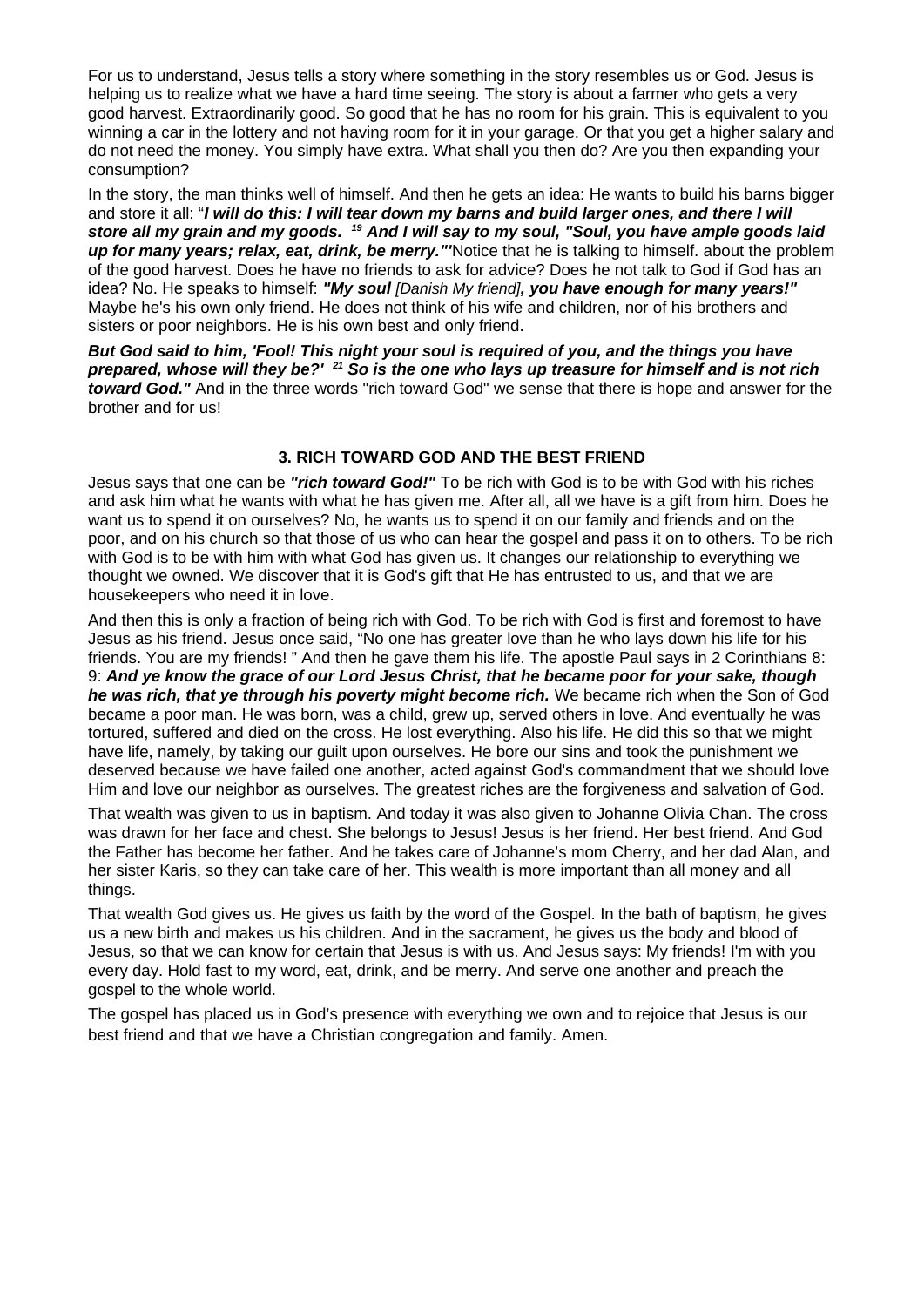For us to understand, Jesus tells a story where something in the story resembles us or God. Jesus is helping us to realize what we have a hard time seeing. The story is about a farmer who gets a very good harvest. Extraordinarily good. So good that he has no room for his grain. This is equivalent to you winning a car in the lottery and not having room for it in your garage. Or that you get a higher salary and do not need the money. You simply have extra. What shall you then do? Are you then expanding your consumption?

In the story, the man thinks well of himself. And then he gets an idea: He wants to build his barns bigger and store it all: "***I will do this: I will tear down my barns and build larger ones, and there I will store all my grain and my goods.*** [19] ***And I will say to my soul, "Soul, you have ample goods laid up for many years; relax, eat, drink, be merry."'***Notice that he is talking to himself. about the problem of the good harvest. Does he have no friends to ask for advice? Does he not talk to God if God has an idea? No. He speaks to himself: ***"My soul*** *[Danish My friend]****, you have enough for many years!"*** Maybe he's his own only friend. He does not think of his wife and children, nor of his brothers and sisters or poor neighbors. He is his own best and only friend.

***But God said to him, 'Fool! This night your soul is required of you, and the things you have prepared, whose will they be?'*** [21] ***So is the one who lays up treasure for himself and is not rich toward God."*** And in the three words "rich toward God" we sense that there is hope and answer for the brother and for us!

### 3. RICH TOWARD GOD AND THE BEST FRIEND

Jesus says that one can be ***"rich toward God!"*** To be rich with God is to be with God with his riches and ask him what he wants with what he has given me. After all, all we have is a gift from him. Does he want us to spend it on ourselves? No, he wants us to spend it on our family and friends and on the poor, and on his church so that those of us who can hear the gospel and pass it on to others. To be rich with God is to be with him with what God has given us. It changes our relationship to everything we thought we owned. We discover that it is God's gift that He has entrusted to us, and that we are housekeepers who need it in love.

And then this is only a fraction of being rich with God. To be rich with God is first and foremost to have Jesus as his friend. Jesus once said, "No one has greater love than he who lays down his life for his friends. You are my friends! " And then he gave them his life. The apostle Paul says in 2 Corinthians 8: 9: ***And ye know the grace of our Lord Jesus Christ, that he became poor for your sake, though he was rich, that ye through his poverty might become rich.*** We became rich when the Son of God became a poor man. He was born, was a child, grew up, served others in love. And eventually he was tortured, suffered and died on the cross. He lost everything. Also his life. He did this so that we might have life, namely, by taking our guilt upon ourselves. He bore our sins and took the punishment we deserved because we have failed one another, acted against God's commandment that we should love Him and love our neighbor as ourselves. The greatest riches are the forgiveness and salvation of God.

That wealth was given to us in baptism. And today it was also given to Johanne Olivia Chan. The cross was drawn for her face and chest. She belongs to Jesus! Jesus is her friend. Her best friend. And God the Father has become her father. And he takes care of Johanne's mom Cherry, and her dad Alan, and her sister Karis, so they can take care of her. This wealth is more important than all money and all things.

That wealth God gives us. He gives us faith by the word of the Gospel. In the bath of baptism, he gives us a new birth and makes us his children. And in the sacrament, he gives us the body and blood of Jesus, so that we can know for certain that Jesus is with us. And Jesus says: My friends! I'm with you every day. Hold fast to my word, eat, drink, and be merry. And serve one another and preach the gospel to the whole world.

The gospel has placed us in God's presence with everything we own and to rejoice that Jesus is our best friend and that we have a Christian congregation and family. Amen.